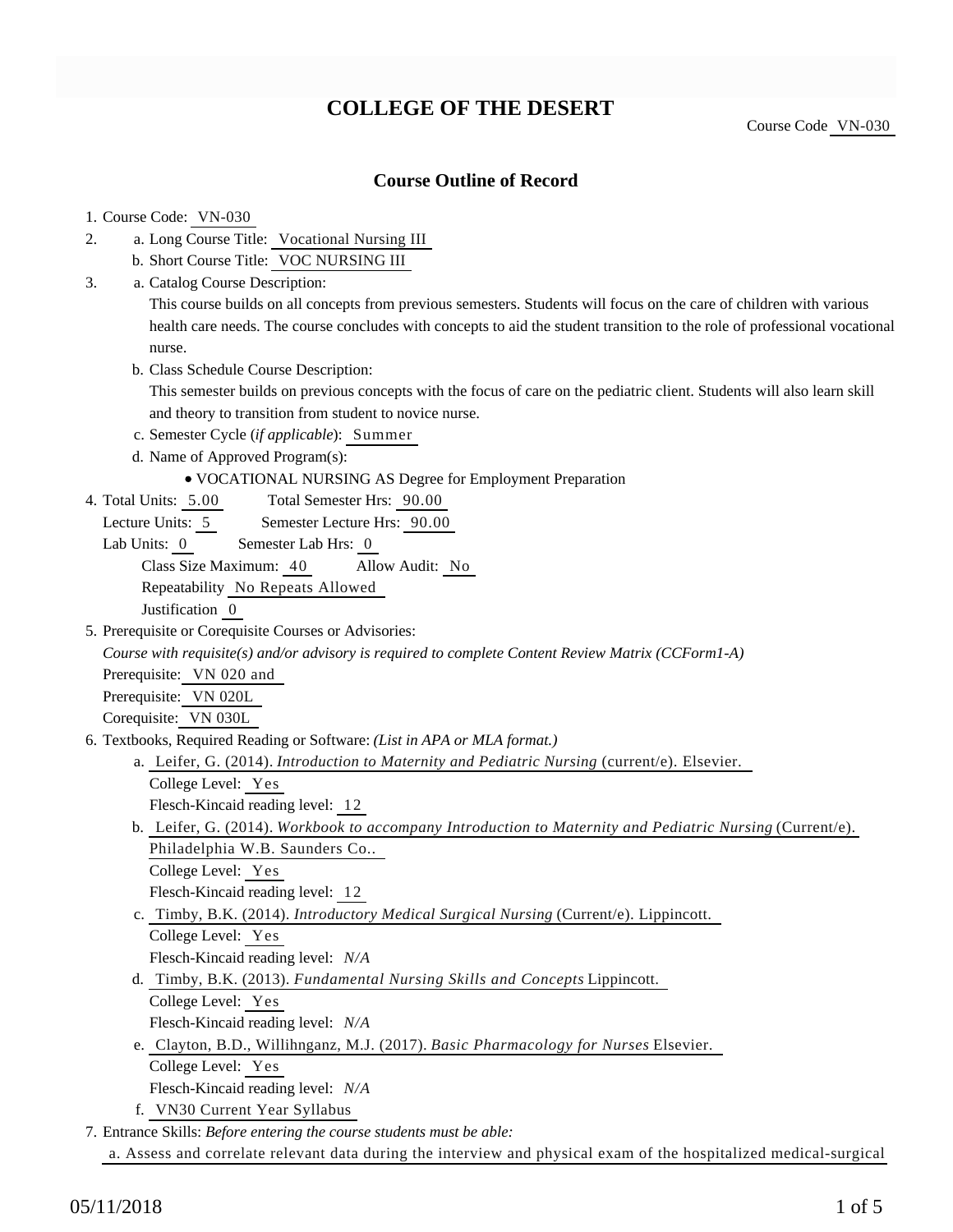# COLLEGE OF THE DESERT

Course Code VN-030

## Course Outline of Record

1. Course Code: VN-030
2. a. Long Course Title: Vocational Nursing III
   b. Short Course Title: VOC NURSING III
3. a. Catalog Course Description:
   This course builds on all concepts from previous semesters. Students will focus on the care of children with various health care needs. The course concludes with concepts to aid the student transition to the role of professional vocational nurse.
   b. Class Schedule Course Description:
   This semester builds on previous concepts with the focus of care on the pediatric client. Students will also learn skill and theory to transition from student to novice nurse.
   c. Semester Cycle (*if applicable*): Summer
   d. Name of Approved Program(s):
      - VOCATIONAL NURSING AS Degree for Employment Preparation
4. Total Units: 5.00 Total Semester Hrs: 90.00
   Lecture Units: 5 Semester Lecture Hrs: 90.00
   Lab Units: 0 Semester Lab Hrs: 0
   Class Size Maximum: 40 Allow Audit: No
   Repeatability No Repeats Allowed
   Justification 0
5. Prerequisite or Corequisite Courses or Advisories:
   *Course with requisite(s) and/or advisory is required to complete Content Review Matrix (CCForm1-A)*
   Prerequisite: VN 020 and
   Prerequisite: VN 020L
   Corequisite: VN 030L
6. Textbooks, Required Reading or Software: *(List in APA or MLA format.)*
   a. Leifer, G. (2014). *Introduction to Maternity and Pediatric Nursing* (current/e). Elsevier.
      College Level: Yes
      Flesch-Kincaid reading level: 12
   b. Leifer, G. (2014). *Workbook to accompany Introduction to Maternity and Pediatric Nursing* (Current/e). Philadelphia W.B. Saunders Co..
      College Level: Yes
      Flesch-Kincaid reading level: 12
   c. Timby, B.K. (2014). *Introductory Medical Surgical Nursing* (Current/e). Lippincott.
      College Level: Yes
      Flesch-Kincaid reading level: *N/A*
   d. Timby, B.K. (2013). *Fundamental Nursing Skills and Concepts* Lippincott.
      College Level: Yes
      Flesch-Kincaid reading level: *N/A*
   e. Clayton, B.D., Willihnganz, M.J. (2017). *Basic Pharmacology for Nurses* Elsevier.
      College Level: Yes
      Flesch-Kincaid reading level: *N/A*
   f. VN30 Current Year Syllabus
7. Entrance Skills: *Before entering the course students must be able:*
   a. Assess and correlate relevant data during the interview and physical exam of the hospitalized medical-surgical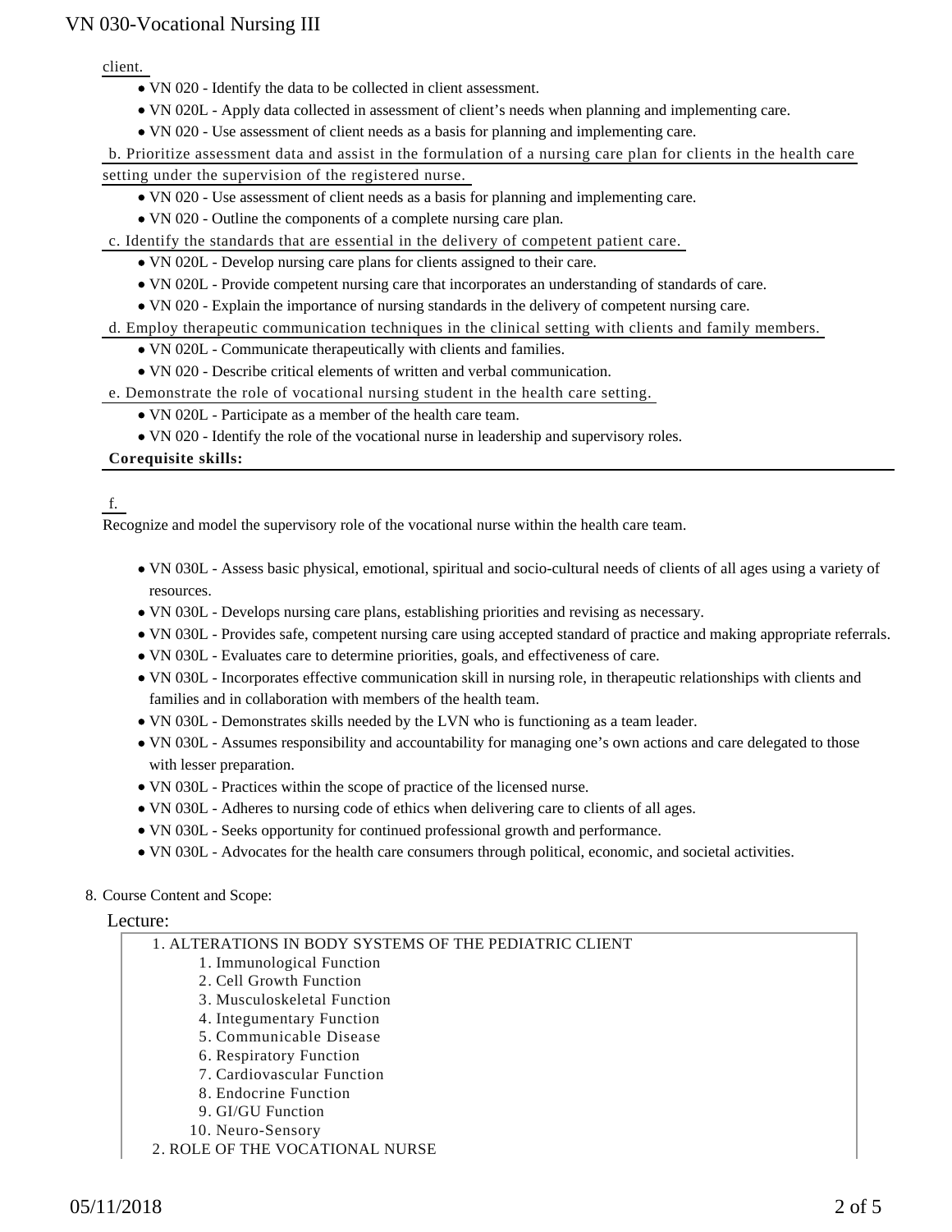client.

- VN 020 - Identify the data to be collected in client assessment.
- VN 020L - Apply data collected in assessment of client's needs when planning and implementing care.
- VN 020 - Use assessment of client needs as a basis for planning and implementing care.

b. Prioritize assessment data and assist in the formulation of a nursing care plan for clients in the health care setting under the supervision of the registered nurse.

- VN 020 - Use assessment of client needs as a basis for planning and implementing care.
- VN 020 - Outline the components of a complete nursing care plan.

c. Identify the standards that are essential in the delivery of competent patient care.

- VN 020L - Develop nursing care plans for clients assigned to their care.
- VN 020L - Provide competent nursing care that incorporates an understanding of standards of care.
- VN 020 - Explain the importance of nursing standards in the delivery of competent nursing care.

d. Employ therapeutic communication techniques in the clinical setting with clients and family members.

- VN 020L - Communicate therapeutically with clients and families.
- VN 020 - Describe critical elements of written and verbal communication.

e. Demonstrate the role of vocational nursing student in the health care setting.

- VN 020L - Participate as a member of the health care team.
- VN 020 - Identify the role of the vocational nurse in leadership and supervisory roles.

**Corequisite skills:**

f.

Recognize and model the supervisory role of the vocational nurse within the health care team.

- VN 030L - Assess basic physical, emotional, spiritual and socio-cultural needs of clients of all ages using a variety of resources.
- VN 030L - Develops nursing care plans, establishing priorities and revising as necessary.
- VN 030L - Provides safe, competent nursing care using accepted standard of practice and making appropriate referrals.
- VN 030L - Evaluates care to determine priorities, goals, and effectiveness of care.
- VN 030L - Incorporates effective communication skill in nursing role, in therapeutic relationships with clients and families and in collaboration with members of the health team.
- VN 030L - Demonstrates skills needed by the LVN who is functioning as a team leader.
- VN 030L - Assumes responsibility and accountability for managing one's own actions and care delegated to those with lesser preparation.
- VN 030L - Practices within the scope of practice of the licensed nurse.
- VN 030L - Adheres to nursing code of ethics when delivering care to clients of all ages.
- VN 030L - Seeks opportunity for continued professional growth and performance.
- VN 030L - Advocates for the health care consumers through political, economic, and societal activities.

8. Course Content and Scope:

Lecture:

1. ALTERATIONS IN BODY SYSTEMS OF THE PEDIATRIC CLIENT
    1. Immunological Function
    2. Cell Growth Function
    3. Musculoskeletal Function
    4. Integumentary Function
    5. Communicable Disease
    6. Respiratory Function
    7. Cardiovascular Function
    8. Endocrine Function
    9. GI/GU Function
    10. Neuro-Sensory
2. ROLE OF THE VOCATIONAL NURSE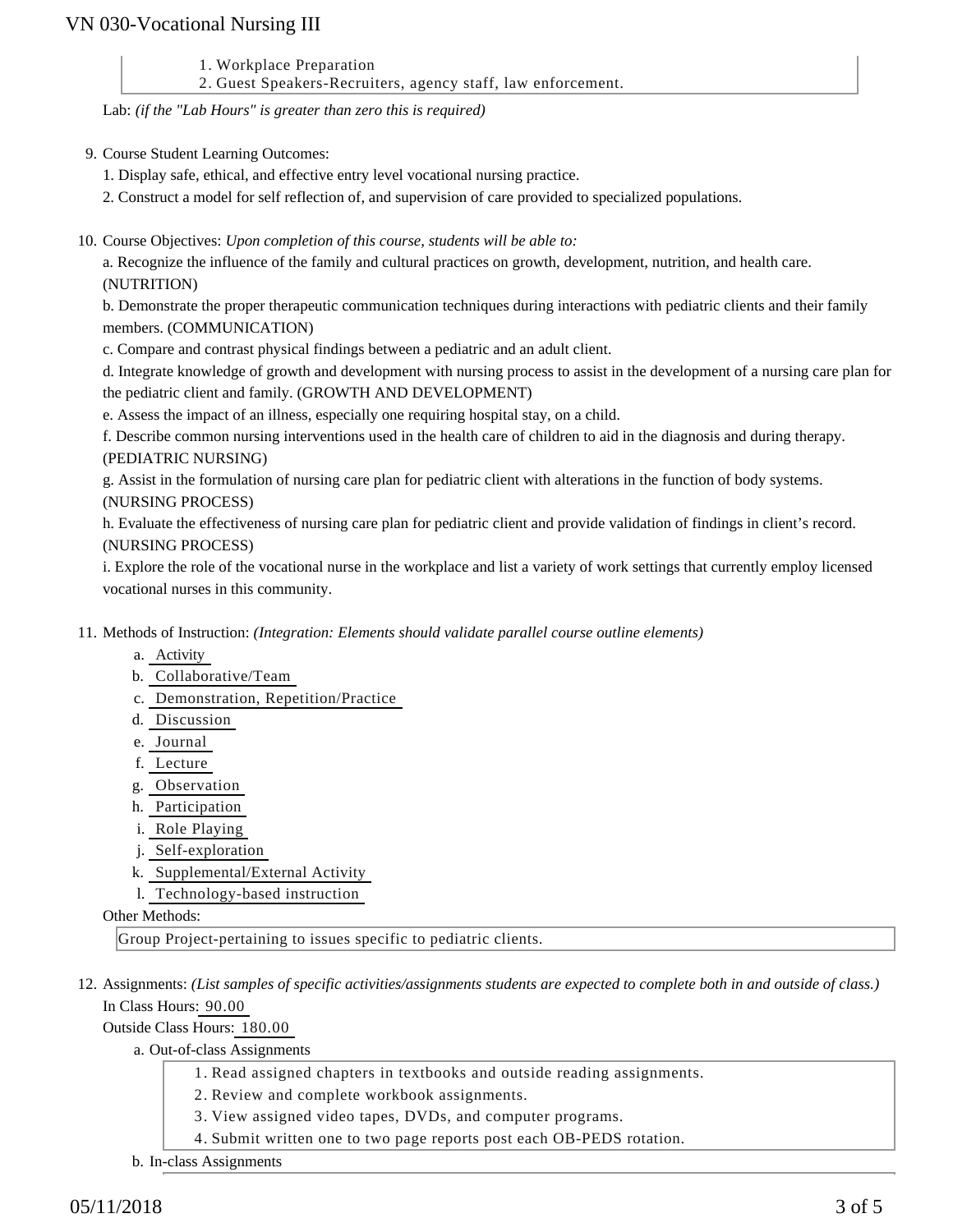1. Workplace Preparation
2. Guest Speakers-Recruiters, agency staff, law enforcement.

Lab: *(if the "Lab Hours" is greater than zero this is required)*

9. Course Student Learning Outcomes:

1. Display safe, ethical, and effective entry level vocational nursing practice.
2. Construct a model for self reflection of, and supervision of care provided to specialized populations.

10. Course Objectives: *Upon completion of this course, students will be able to:*

a. Recognize the influence of the family and cultural practices on growth, development, nutrition, and health care. (NUTRITION)

b. Demonstrate the proper therapeutic communication techniques during interactions with pediatric clients and their family members. (COMMUNICATION)

c. Compare and contrast physical findings between a pediatric and an adult client.

d. Integrate knowledge of growth and development with nursing process to assist in the development of a nursing care plan for the pediatric client and family. (GROWTH AND DEVELOPMENT)

e. Assess the impact of an illness, especially one requiring hospital stay, on a child.

f. Describe common nursing interventions used in the health care of children to aid in the diagnosis and during therapy. (PEDIATRIC NURSING)

g. Assist in the formulation of nursing care plan for pediatric client with alterations in the function of body systems. (NURSING PROCESS)

h. Evaluate the effectiveness of nursing care plan for pediatric client and provide validation of findings in client's record. (NURSING PROCESS)

i. Explore the role of the vocational nurse in the workplace and list a variety of work settings that currently employ licensed vocational nurses in this community.

11. Methods of Instruction: *(Integration: Elements should validate parallel course outline elements)*

a. Activity
b. Collaborative/Team
c. Demonstration, Repetition/Practice
d. Discussion
e. Journal
f. Lecture
g. Observation
h. Participation
i. Role Playing
j. Self-exploration
k. Supplemental/External Activity
l. Technology-based instruction

Other Methods:

Group Project-pertaining to issues specific to pediatric clients.

12. Assignments: *(List samples of specific activities/assignments students are expected to complete both in and outside of class.)*

In Class Hours: 90.00

Outside Class Hours: 180.00

a. Out-of-class Assignments

1. Read assigned chapters in textbooks and outside reading assignments.
2. Review and complete workbook assignments.
3. View assigned video tapes, DVDs, and computer programs.
4. Submit written one to two page reports post each OB-PEDS rotation.

b. In-class Assignments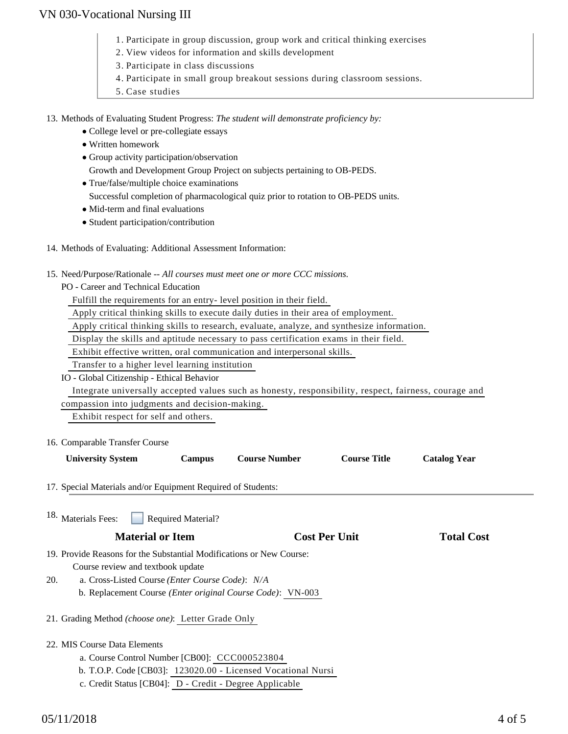1. Participate in group discussion, group work and critical thinking exercises
2. View videos for information and skills development
3. Participate in class discussions
4. Participate in small group breakout sessions during classroom sessions.
5. Case studies

13. Methods of Evaluating Student Progress: *The student will demonstrate proficiency by:*
    - College level or pre-collegiate essays
    - Written homework
    - Group activity participation/observation
      Growth and Development Group Project on subjects pertaining to OB-PEDS.
    - True/false/multiple choice examinations
      Successful completion of pharmacological quiz prior to rotation to OB-PEDS units.
    - Mid-term and final evaluations
    - Student participation/contribution

14. Methods of Evaluating: Additional Assessment Information:

15. Need/Purpose/Rationale -- *All courses must meet one or more CCC missions.*

    PO - Career and Technical Education

    Fulfill the requirements for an entry- level position in their field.

    Apply critical thinking skills to execute daily duties in their area of employment.

    Apply critical thinking skills to research, evaluate, analyze, and synthesize information.

    Display the skills and aptitude necessary to pass certification exams in their field.

    Exhibit effective written, oral communication and interpersonal skills.

    Transfer to a higher level learning institution

    IO - Global Citizenship - Ethical Behavior

    Integrate universally accepted values such as honesty, responsibility, respect, fairness, courage and compassion into judgments and decision-making.

    Exhibit respect for self and others.

16. Comparable Transfer Course

| University System | Campus | Course Number | Course Title | Catalog Year |
|---|---|---|---|---|

17. Special Materials and/or Equipment Required of Students:

18. Materials Fees: ☐ Required Material?

| Material or Item | Cost Per Unit | Total Cost |
|---|---|---|

19. Provide Reasons for the Substantial Modifications or New Course:

    Course review and textbook update

20. a. Cross-Listed Course *(Enter Course Code)*: *N/A*

    b. Replacement Course *(Enter original Course Code)*: VN-003

21. Grading Method *(choose one)*: Letter Grade Only

22. MIS Course Data Elements

    a. Course Control Number [CB00]: CCC000523804

    b. T.O.P. Code [CB03]: 123020.00 - Licensed Vocational Nursi

    c. Credit Status [CB04]: D - Credit - Degree Applicable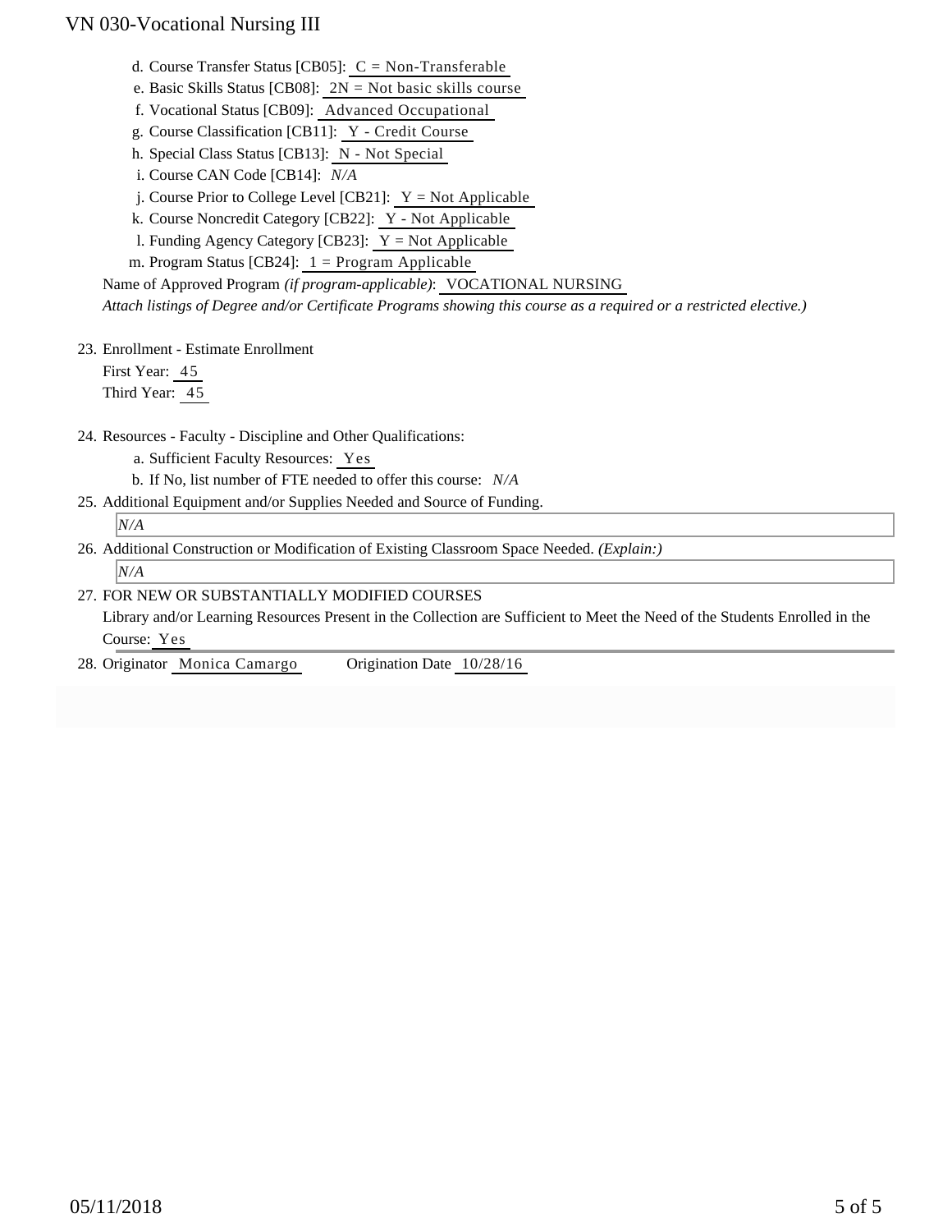d. Course Transfer Status [CB05]: C = Non-Transferable
e. Basic Skills Status [CB08]: 2N = Not basic skills course
f. Vocational Status [CB09]: Advanced Occupational
g. Course Classification [CB11]: Y - Credit Course
h. Special Class Status [CB13]: N - Not Special
i. Course CAN Code [CB14]: *N/A*
j. Course Prior to College Level [CB21]: Y = Not Applicable
k. Course Noncredit Category [CB22]: Y - Not Applicable
l. Funding Agency Category [CB23]: Y = Not Applicable
m. Program Status [CB24]: 1 = Program Applicable

Name of Approved Program *(if program-applicable)*: VOCATIONAL NURSING

*Attach listings of Degree and/or Certificate Programs showing this course as a required or a restricted elective.)*

23. Enrollment - Estimate Enrollment

    First Year: 45

    Third Year: 45

24. Resources - Faculty - Discipline and Other Qualifications:
    a. Sufficient Faculty Resources: Yes
    b. If No, list number of FTE needed to offer this course: *N/A*

25. Additional Equipment and/or Supplies Needed and Source of Funding.

    *N/A*

26. Additional Construction or Modification of Existing Classroom Space Needed. *(Explain:)*

    *N/A*

27. FOR NEW OR SUBSTANTIALLY MODIFIED COURSES

    Library and/or Learning Resources Present in the Collection are Sufficient to Meet the Need of the Students Enrolled in the Course: Yes

28. Originator Monica Camargo Origination Date 10/28/16